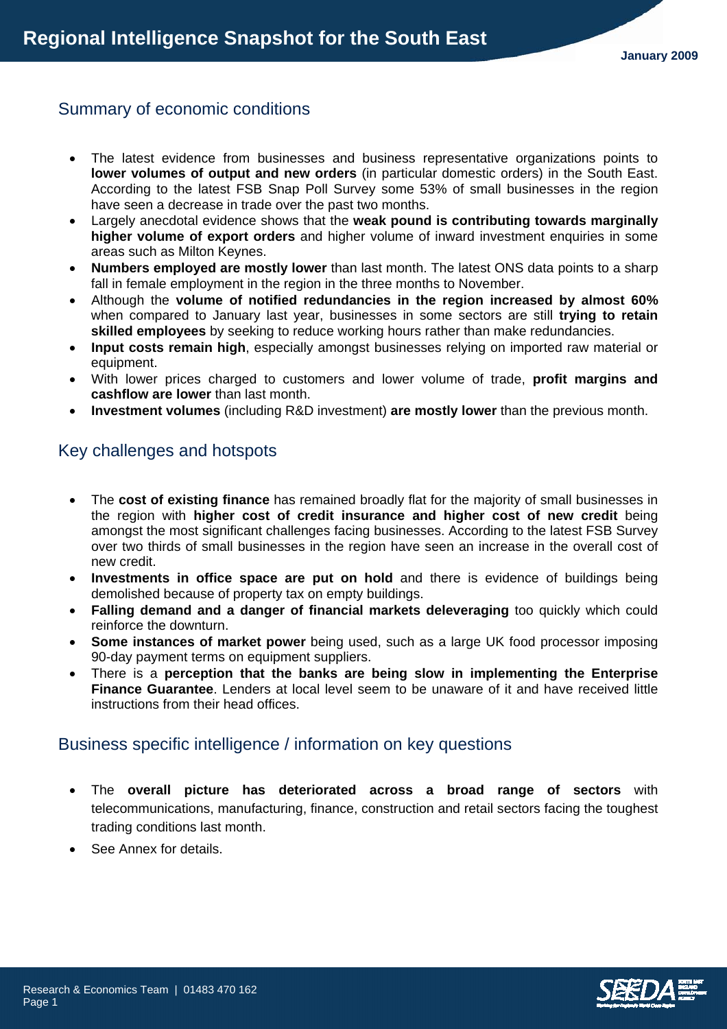# Regional Intelligence Snapshot for the South East

January 2009

## Summary of economic conditions

- The latest evidence from businesses and business representative organizations points to **lower volumes of output and new orders** (in particular domestic orders) in the South East. According to the latest FSB Snap Poll Survey some 53% of small businesses in the region have seen a decrease in trade over the past two months.
- Largely anecdotal evidence shows that the **weak pound is contributing towards marginally higher volume of export orders** and higher volume of inward investment enquiries in some areas such as Milton Keynes.
- **Numbers employed are mostly lower** than last month. The latest ONS data points to a sharp fall in female employment in the region in the three months to November.
- Although the **volume of notified redundancies in the region increased by almost 60%** when compared to January last year, businesses in some sectors are still **trying to retain skilled employees** by seeking to reduce working hours rather than make redundancies.
- **Input costs remain high**, especially amongst businesses relying on imported raw material or equipment.
- With lower prices charged to customers and lower volume of trade, **profit margins and cashflow are lower** than last month.
- **Investment volumes** (including R&D investment) **are mostly lower** than the previous month.

## Key challenges and hotspots

- The **cost of existing finance** has remained broadly flat for the majority of small businesses in the region with **higher cost of credit insurance and higher cost of new credit** being amongst the most significant challenges facing businesses. According to the latest FSB Survey over two thirds of small businesses in the region have seen an increase in the overall cost of new credit.
- **Investments in office space are put on hold** and there is evidence of buildings being demolished because of property tax on empty buildings.
- **Falling demand and a danger of financial markets deleveraging** too quickly which could reinforce the downturn.
- **Some instances of market power** being used, such as a large UK food processor imposing 90-day payment terms on equipment suppliers.
- There is a **perception that the banks are being slow in implementing the Enterprise Finance Guarantee**. Lenders at local level seem to be unaware of it and have received little instructions from their head offices.

## Business specific intelligence / information on key questions

- The **overall picture has deteriorated across a broad range of sectors** with telecommunications, manufacturing, finance, construction and retail sectors facing the toughest trading conditions last month.
- See Annex for details.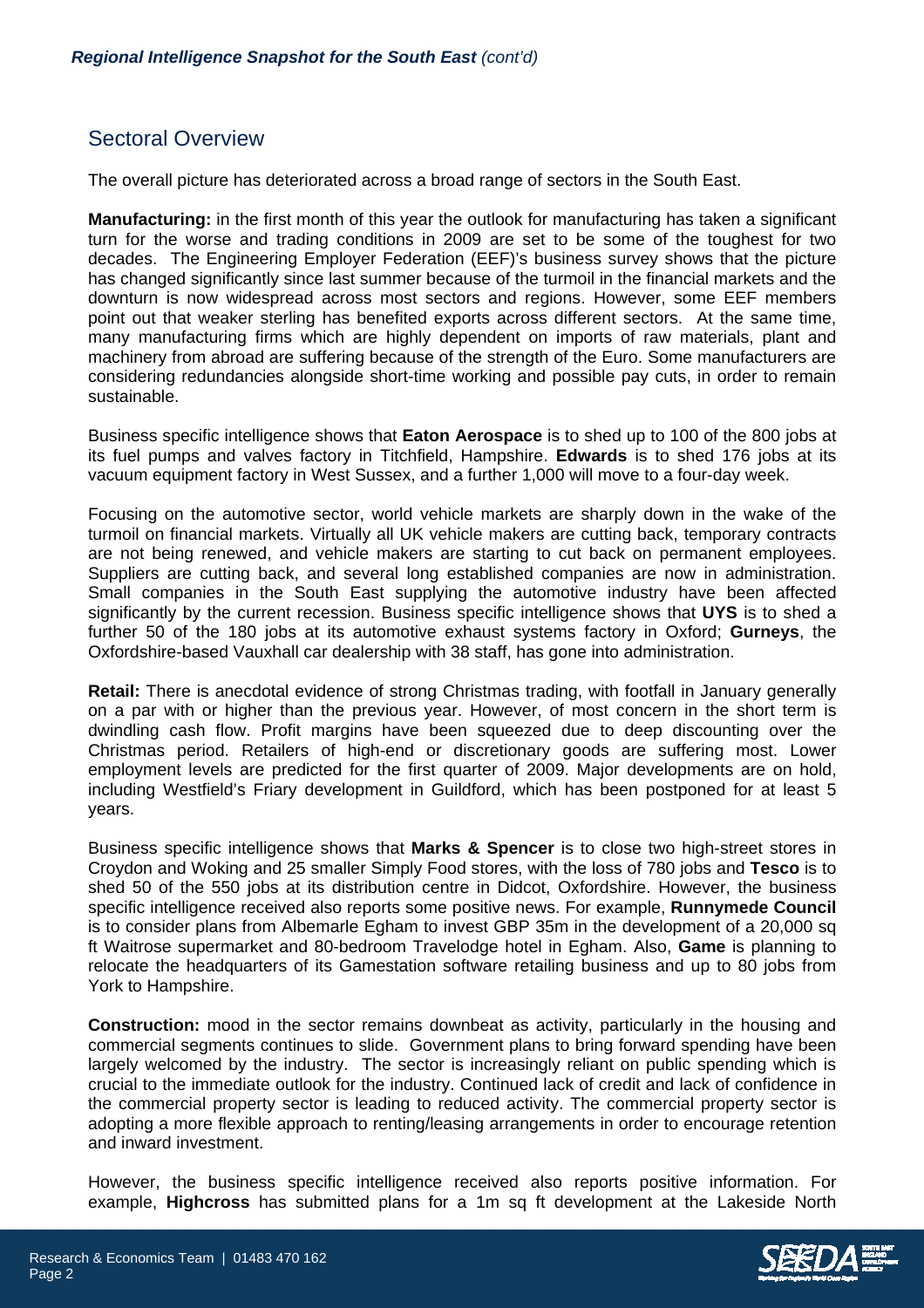## Sectoral Overview

The overall picture has deteriorated across a broad range of sectors in the South East.

**Manufacturing:** in the first month of this year the outlook for manufacturing has taken a significant turn for the worse and trading conditions in 2009 are set to be some of the toughest for two decades. The Engineering Employer Federation (EEF)'s business survey shows that the picture has changed significantly since last summer because of the turmoil in the financial markets and the downturn is now widespread across most sectors and regions. However, some EEF members point out that weaker sterling has benefited exports across different sectors. At the same time, many manufacturing firms which are highly dependent on imports of raw materials, plant and machinery from abroad are suffering because of the strength of the Euro. Some manufacturers are considering redundancies alongside short-time working and possible pay cuts, in order to remain sustainable.

Business specific intelligence shows that **Eaton Aerospace** is to shed up to 100 of the 800 jobs at its fuel pumps and valves factory in Titchfield, Hampshire. **Edwards** is to shed 176 jobs at its vacuum equipment factory in West Sussex, and a further 1,000 will move to a four-day week.

Focusing on the automotive sector, world vehicle markets are sharply down in the wake of the turmoil on financial markets. Virtually all UK vehicle makers are cutting back, temporary contracts are not being renewed, and vehicle makers are starting to cut back on permanent employees. Suppliers are cutting back, and several long established companies are now in administration. Small companies in the South East supplying the automotive industry have been affected significantly by the current recession. Business specific intelligence shows that **UYS** is to shed a further 50 of the 180 jobs at its automotive exhaust systems factory in Oxford; **Gurneys**, the Oxfordshire-based Vauxhall car dealership with 38 staff, has gone into administration.

**Retail:** There is anecdotal evidence of strong Christmas trading, with footfall in January generally on a par with or higher than the previous year. However, of most concern in the short term is dwindling cash flow. Profit margins have been squeezed due to deep discounting over the Christmas period. Retailers of high-end or discretionary goods are suffering most. Lower employment levels are predicted for the first quarter of 2009. Major developments are on hold, including Westfield's Friary development in Guildford, which has been postponed for at least 5 years.

Business specific intelligence shows that **Marks & Spencer** is to close two high-street stores in Croydon and Woking and 25 smaller Simply Food stores, with the loss of 780 jobs and **Tesco** is to shed 50 of the 550 jobs at its distribution centre in Didcot, Oxfordshire. However, the business specific intelligence received also reports some positive news. For example, **Runnymede Council** is to consider plans from Albemarle Egham to invest GBP 35m in the development of a 20,000 sq ft Waitrose supermarket and 80-bedroom Travelodge hotel in Egham. Also, **Game** is planning to relocate the headquarters of its Gamestation software retailing business and up to 80 jobs from York to Hampshire.

**Construction:** mood in the sector remains downbeat as activity, particularly in the housing and commercial segments continues to slide. Government plans to bring forward spending have been largely welcomed by the industry. The sector is increasingly reliant on public spending which is crucial to the immediate outlook for the industry. Continued lack of credit and lack of confidence in the commercial property sector is leading to reduced activity. The commercial property sector is adopting a more flexible approach to renting/leasing arrangements in order to encourage retention and inward investment.

However, the business specific intelligence received also reports positive information. For example, **Highcross** has submitted plans for a 1m sq ft development at the Lakeside North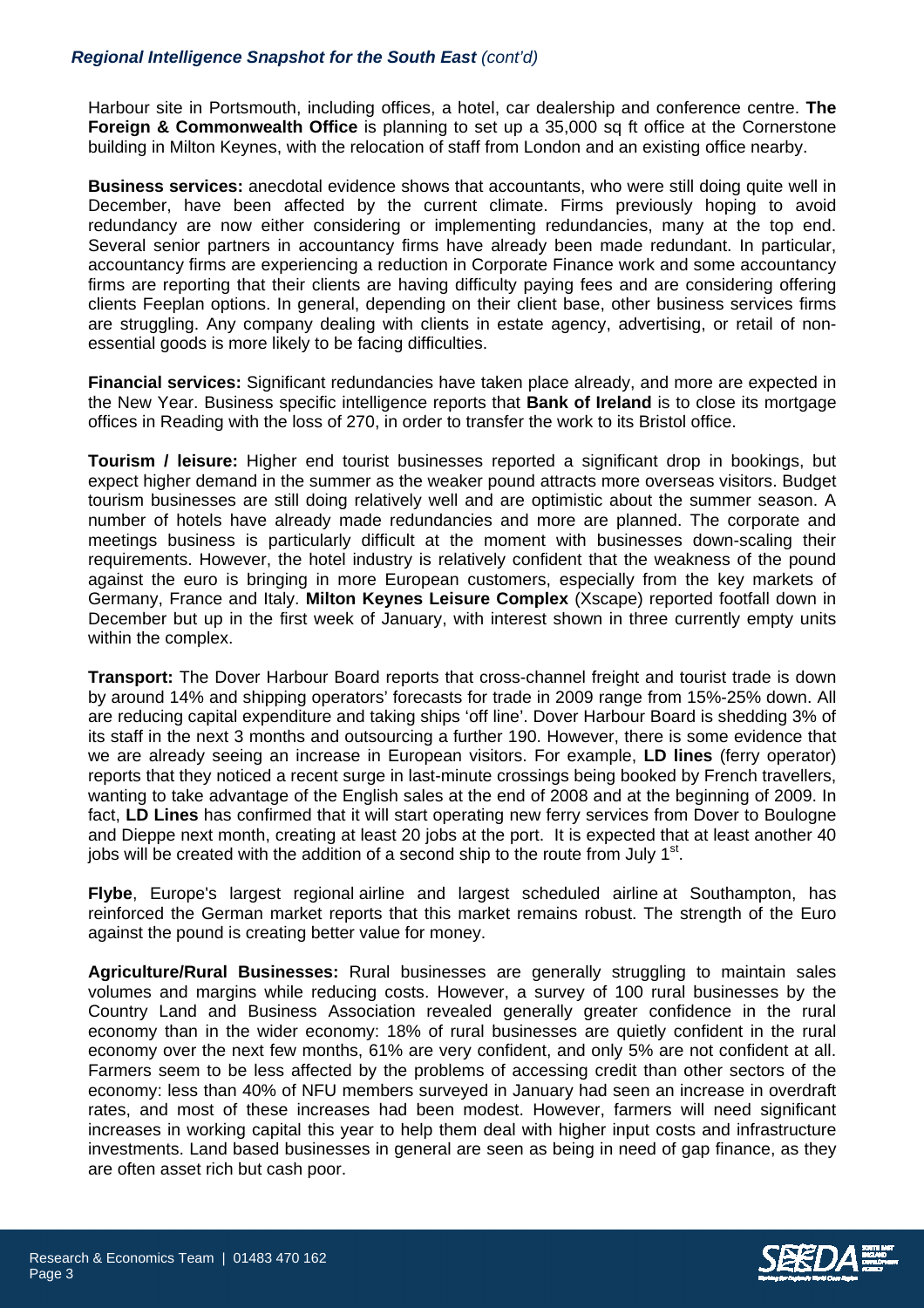Harbour site in Portsmouth, including offices, a hotel, car dealership and conference centre. **The Foreign & Commonwealth Office** is planning to set up a 35,000 sq ft office at the Cornerstone building in Milton Keynes, with the relocation of staff from London and an existing office nearby.

**Business services:** anecdotal evidence shows that accountants, who were still doing quite well in December, have been affected by the current climate. Firms previously hoping to avoid redundancy are now either considering or implementing redundancies, many at the top end. Several senior partners in accountancy firms have already been made redundant. In particular, accountancy firms are experiencing a reduction in Corporate Finance work and some accountancy firms are reporting that their clients are having difficulty paying fees and are considering offering clients Feeplan options. In general, depending on their client base, other business services firms are struggling. Any company dealing with clients in estate agency, advertising, or retail of non-essential goods is more likely to be facing difficulties.

**Financial services:** Significant redundancies have taken place already, and more are expected in the New Year. Business specific intelligence reports that **Bank of Ireland** is to close its mortgage offices in Reading with the loss of 270, in order to transfer the work to its Bristol office.

**Tourism / leisure:** Higher end tourist businesses reported a significant drop in bookings, but expect higher demand in the summer as the weaker pound attracts more overseas visitors. Budget tourism businesses are still doing relatively well and are optimistic about the summer season. A number of hotels have already made redundancies and more are planned. The corporate and meetings business is particularly difficult at the moment with businesses down-scaling their requirements. However, the hotel industry is relatively confident that the weakness of the pound against the euro is bringing in more European customers, especially from the key markets of Germany, France and Italy. **Milton Keynes Leisure Complex** (Xscape) reported footfall down in December but up in the first week of January, with interest shown in three currently empty units within the complex.

**Transport:** The Dover Harbour Board reports that cross-channel freight and tourist trade is down by around 14% and shipping operators' forecasts for trade in 2009 range from 15%-25% down. All are reducing capital expenditure and taking ships 'off line'. Dover Harbour Board is shedding 3% of its staff in the next 3 months and outsourcing a further 190. However, there is some evidence that we are already seeing an increase in European visitors. For example, **LD lines** (ferry operator) reports that they noticed a recent surge in last-minute crossings being booked by French travellers, wanting to take advantage of the English sales at the end of 2008 and at the beginning of 2009. In fact, **LD Lines** has confirmed that it will start operating new ferry services from Dover to Boulogne and Dieppe next month, creating at least 20 jobs at the port. It is expected that at least another 40 jobs will be created with the addition of a second ship to the route from July 1st.

**Flybe**, Europe's largest regional airline and largest scheduled airline at Southampton, has reinforced the German market reports that this market remains robust. The strength of the Euro against the pound is creating better value for money.

**Agriculture/Rural Businesses:** Rural businesses are generally struggling to maintain sales volumes and margins while reducing costs. However, a survey of 100 rural businesses by the Country Land and Business Association revealed generally greater confidence in the rural economy than in the wider economy: 18% of rural businesses are quietly confident in the rural economy over the next few months, 61% are very confident, and only 5% are not confident at all. Farmers seem to be less affected by the problems of accessing credit than other sectors of the economy: less than 40% of NFU members surveyed in January had seen an increase in overdraft rates, and most of these increases had been modest. However, farmers will need significant increases in working capital this year to help them deal with higher input costs and infrastructure investments. Land based businesses in general are seen as being in need of gap finance, as they are often asset rich but cash poor.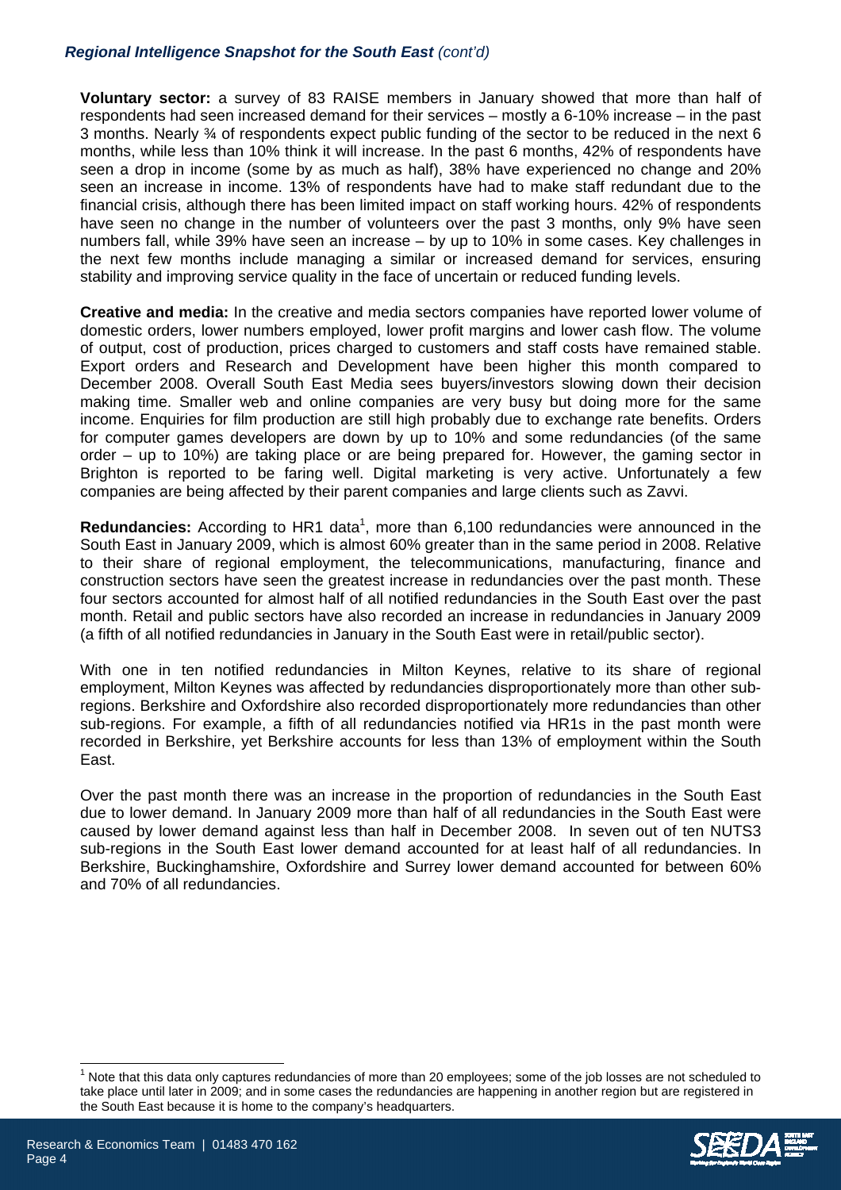**Voluntary sector:** a survey of 83 RAISE members in January showed that more than half of respondents had seen increased demand for their services – mostly a 6-10% increase – in the past 3 months. Nearly ¾ of respondents expect public funding of the sector to be reduced in the next 6 months, while less than 10% think it will increase. In the past 6 months, 42% of respondents have seen a drop in income (some by as much as half), 38% have experienced no change and 20% seen an increase in income. 13% of respondents have had to make staff redundant due to the financial crisis, although there has been limited impact on staff working hours. 42% of respondents have seen no change in the number of volunteers over the past 3 months, only 9% have seen numbers fall, while 39% have seen an increase – by up to 10% in some cases. Key challenges in the next few months include managing a similar or increased demand for services, ensuring stability and improving service quality in the face of uncertain or reduced funding levels.

**Creative and media:** In the creative and media sectors companies have reported lower volume of domestic orders, lower numbers employed, lower profit margins and lower cash flow. The volume of output, cost of production, prices charged to customers and staff costs have remained stable. Export orders and Research and Development have been higher this month compared to December 2008. Overall South East Media sees buyers/investors slowing down their decision making time. Smaller web and online companies are very busy but doing more for the same income. Enquiries for film production are still high probably due to exchange rate benefits. Orders for computer games developers are down by up to 10% and some redundancies (of the same order – up to 10%) are taking place or are being prepared for. However, the gaming sector in Brighton is reported to be faring well. Digital marketing is very active. Unfortunately a few companies are being affected by their parent companies and large clients such as Zavvi.

**Redundancies:** According to HR1 data[1], more than 6,100 redundancies were announced in the South East in January 2009, which is almost 60% greater than in the same period in 2008. Relative to their share of regional employment, the telecommunications, manufacturing, finance and construction sectors have seen the greatest increase in redundancies over the past month. These four sectors accounted for almost half of all notified redundancies in the South East over the past month. Retail and public sectors have also recorded an increase in redundancies in January 2009 (a fifth of all notified redundancies in January in the South East were in retail/public sector).

With one in ten notified redundancies in Milton Keynes, relative to its share of regional employment, Milton Keynes was affected by redundancies disproportionately more than other sub-regions. Berkshire and Oxfordshire also recorded disproportionately more redundancies than other sub-regions. For example, a fifth of all redundancies notified via HR1s in the past month were recorded in Berkshire, yet Berkshire accounts for less than 13% of employment within the South East.

Over the past month there was an increase in the proportion of redundancies in the South East due to lower demand. In January 2009 more than half of all redundancies in the South East were caused by lower demand against less than half in December 2008. In seven out of ten NUTS3 sub-regions in the South East lower demand accounted for at least half of all redundancies. In Berkshire, Buckinghamshire, Oxfordshire and Surrey lower demand accounted for between 60% and 70% of all redundancies.

[1] Note that this data only captures redundancies of more than 20 employees; some of the job losses are not scheduled to take place until later in 2009; and in some cases the redundancies are happening in another region but are registered in the South East because it is home to the company's headquarters.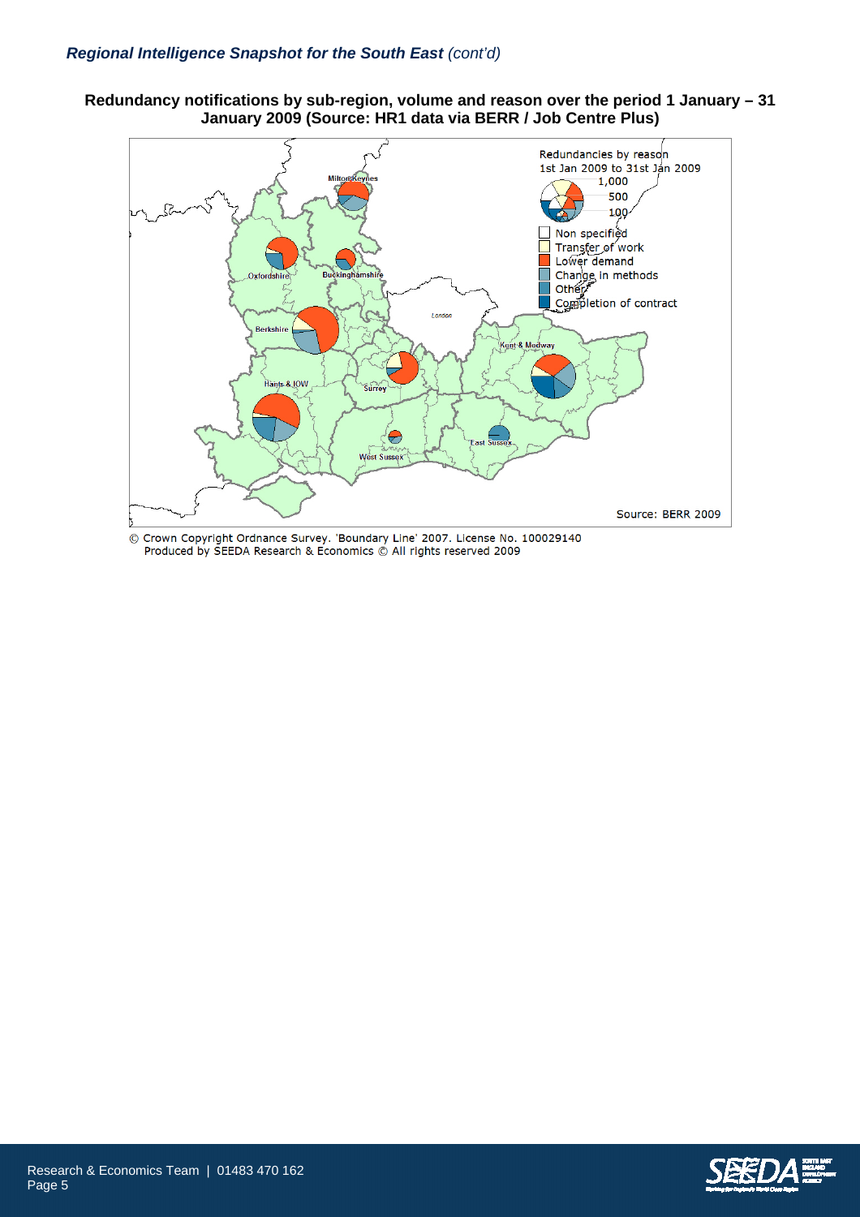*Regional Intelligence Snapshot for the South East (cont'd)*

**Redundancy notifications by sub-region, volume and reason over the period 1 January – 31 January 2009 (Source: HR1 data via BERR / Job Centre Plus)**

Redundancies by reason
1st Jan 2009 to 31st Jan 2009
1,000
500
100

Non specified
Transfer of work
Lower demand
Change in methods
Other
Completion of contract

Milton Keynes
Oxfordshire
Buckinghamshire
London
Berkshire
Kent & Medway
Surrey
Hants & IOW
East Sussex
West Sussex

Source: BERR 2009

© Crown Copyright Ordnance Survey. 'Boundary Line' 2007. License No. 100029140
Produced by SEEDA Research & Economics © All rights reserved 2009

Research & Economics Team | 01483 470 162